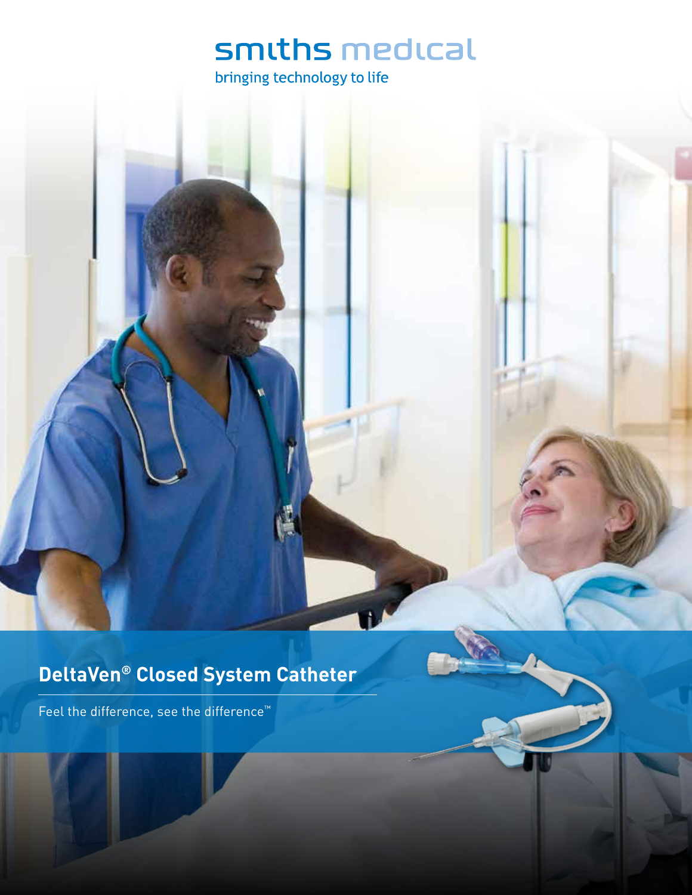smiths medical

bringing technology to life

# DeltaVen® Closed System Catheter

Feel the difference, see the difference™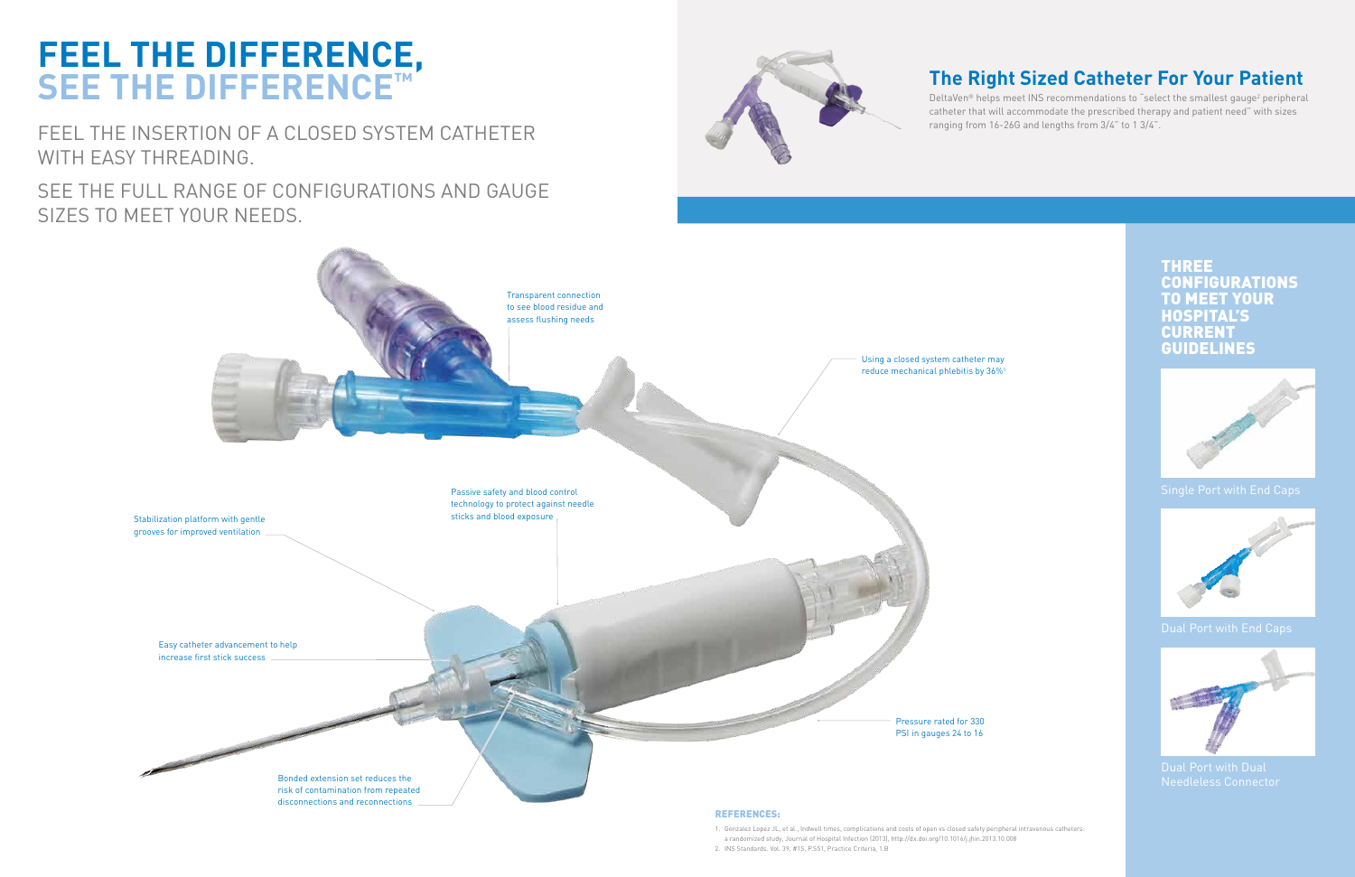# FEEL THE DIFFERENCE, SEE THE DIFFERENCE™

FEEL THE INSERTION OF A CLOSED SYSTEM CATHETER WITH EASY THREADING.

SEE THE FULL RANGE OF CONFIGURATIONS AND GAUGE SIZES TO MEET YOUR NEEDS.

## The Right Sized Catheter For Your Patient

DeltaVen® helps meet INS recommendations to "select the smallest gauge[2] peripheral catheter that will accommodate the prescribed therapy and patient need" with sizes ranging from 16-26G and lengths from 3/4" to 1 3/4".

Transparent connection to see blood residue and assess flushing needs

Using a closed system catheter may reduce mechanical phlebitis by 36%[1]

Passive safety and blood control technology to protect against needle sticks and blood exposure

Stabilization platform with gentle grooves for improved ventilation

Easy catheter advancement to help increase first stick success

Pressure rated for 330 PSI in gauges 24 to 16

Bonded extension set reduces the risk of contamination from repeated disconnections and reconnections

### THREE CONFIGURATIONS TO MEET YOUR HOSPITAL'S CURRENT GUIDELINES

Single Port with End Caps

Dual Port with End Caps

Dual Port with Dual Needleless Connector

#### REFERENCES:

1. Gonzalez Lopez JL, et al., Indwell times, complications and costs of open vs closed safety peripheral intravenous catheters: a randomized study, Journal of Hospital Infection (2013), http://dx.doi.org/10.1016/j.jhin.2013.10.008
2. INS Standards. Vol. 39, #1S, P.S51, Practice Criteria, 1.B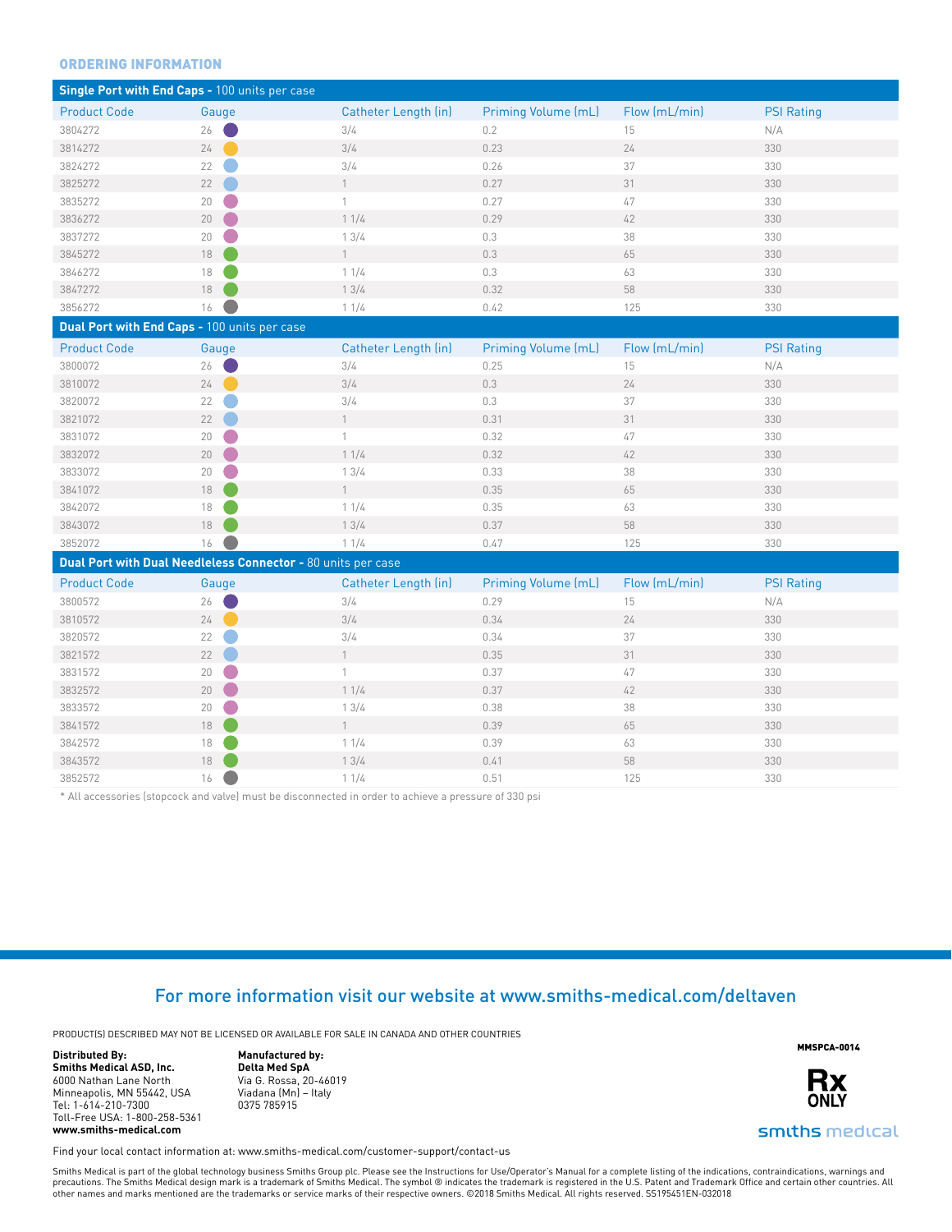## ORDERING INFORMATION

| Single Port with End Caps - 100 units per case | | | | | |
|---|---|---|---|---|---|
| Product Code | Gauge | Catheter Length (in) | Priming Volume (mL) | Flow (mL/min) | PSI Rating |
| 3804272 | 26 | 3/4 | 0.2 | 15 | N/A |
| 3814272 | 24 | 3/4 | 0.23 | 24 | 330 |
| 3824272 | 22 | 3/4 | 0.26 | 37 | 330 |
| 3825272 | 22 | 1 | 0.27 | 31 | 330 |
| 3835272 | 20 | 1 | 0.27 | 47 | 330 |
| 3836272 | 20 | 1 1/4 | 0.29 | 42 | 330 |
| 3837272 | 20 | 1 3/4 | 0.3 | 38 | 330 |
| 3845272 | 18 | 1 | 0.3 | 65 | 330 |
| 3846272 | 18 | 1 1/4 | 0.3 | 63 | 330 |
| 3847272 | 18 | 1 3/4 | 0.32 | 58 | 330 |
| 3856272 | 16 | 1 1/4 | 0.42 | 125 | 330 |

| Dual Port with End Caps - 100 units per case | | | | | |
|---|---|---|---|---|---|
| Product Code | Gauge | Catheter Length (in) | Priming Volume (mL) | Flow (mL/min) | PSI Rating |
| 3800072 | 26 | 3/4 | 0.25 | 15 | N/A |
| 3810072 | 24 | 3/4 | 0.3 | 24 | 330 |
| 3820072 | 22 | 3/4 | 0.3 | 37 | 330 |
| 3821072 | 22 | 1 | 0.31 | 31 | 330 |
| 3831072 | 20 | 1 | 0.32 | 47 | 330 |
| 3832072 | 20 | 1 1/4 | 0.32 | 42 | 330 |
| 3833072 | 20 | 1 3/4 | 0.33 | 38 | 330 |
| 3841072 | 18 | 1 | 0.35 | 65 | 330 |
| 3842072 | 18 | 1 1/4 | 0.35 | 63 | 330 |
| 3843072 | 18 | 1 3/4 | 0.37 | 58 | 330 |
| 3852072 | 16 | 1 1/4 | 0.47 | 125 | 330 |

| Dual Port with Dual Needleless Connector - 80 units per case | | | | | |
|---|---|---|---|---|---|
| Product Code | Gauge | Catheter Length (in) | Priming Volume (mL) | Flow (mL/min) | PSI Rating |
| 3800572 | 26 | 3/4 | 0.29 | 15 | N/A |
| 3810572 | 24 | 3/4 | 0.34 | 24 | 330 |
| 3820572 | 22 | 3/4 | 0.34 | 37 | 330 |
| 3821572 | 22 | 1 | 0.35 | 31 | 330 |
| 3831572 | 20 | 1 | 0.37 | 47 | 330 |
| 3832572 | 20 | 1 1/4 | 0.37 | 42 | 330 |
| 3833572 | 20 | 1 3/4 | 0.38 | 38 | 330 |
| 3841572 | 18 | 1 | 0.39 | 65 | 330 |
| 3842572 | 18 | 1 1/4 | 0.39 | 63 | 330 |
| 3843572 | 18 | 1 3/4 | 0.41 | 58 | 330 |
| 3852572 | 16 | 1 1/4 | 0.51 | 125 | 330 |

* All accessories (stopcock and valve) must be disconnected in order to achieve a pressure of 330 psi

For more information visit our website at www.smiths-medical.com/deltaven

PRODUCT(S) DESCRIBED MAY NOT BE LICENSED OR AVAILABLE FOR SALE IN CANADA AND OTHER COUNTRIES

**Distributed By:**
**Smiths Medical ASD, Inc.**
6000 Nathan Lane North
Minneapolis, MN 55442, USA
Tel: 1-614-210-7300
Toll-Free USA: 1-800-258-5361
**www.smiths-medical.com**

**Manufactured by:**
**Delta Med SpA**
Via G. Rossa, 20-46019
Viadana (Mn) – Italy
0375 785915

**MMSPCA-0014**

**Rx ONLY**

smiths medical

Find your local contact information at: www.smiths-medical.com/customer-support/contact-us

Smiths Medical is part of the global technology business Smiths Group plc. Please see the Instructions for Use/Operator's Manual for a complete listing of the indications, contraindications, warnings and precautions. The Smiths Medical design mark is a trademark of Smiths Medical. The symbol ® indicates the trademark is registered in the U.S. Patent and Trademark Office and certain other countries. All other names and marks mentioned are the trademarks or service marks of their respective owners. ©2018 Smiths Medical. All rights reserved. SS195451EN-032018